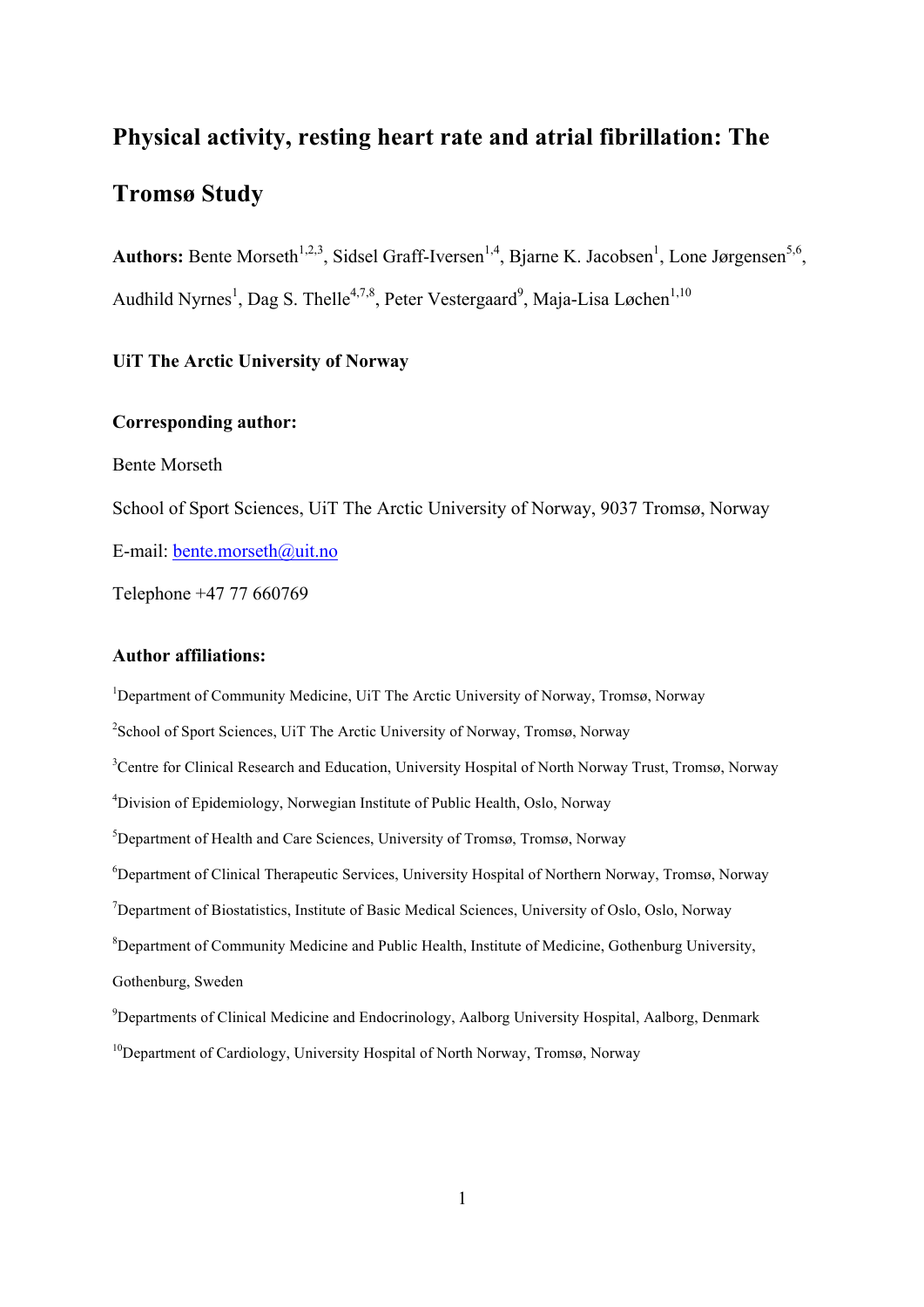# Physical activity, resting heart rate and atrial fibrillation: The Tromsø Study

**Authors:** Bente Morseth[1,2,3], Sidsel Graff-Iversen[1,4], Bjarne K. Jacobsen[1], Lone Jørgensen[5,6], Audhild Nyrnes[1], Dag S. Thelle[4,7,8], Peter Vestergaard[9], Maja-Lisa Løchen[1,10]

**UiT The Arctic University of Norway**

**Corresponding author:**

Bente Morseth

School of Sport Sciences, UiT The Arctic University of Norway, 9037 Tromsø, Norway

E-mail: bente.morseth@uit.no

Telephone +47 77 660769

**Author affiliations:**

[1]Department of Community Medicine, UiT The Arctic University of Norway, Tromsø, Norway

[2]School of Sport Sciences, UiT The Arctic University of Norway, Tromsø, Norway

[3]Centre for Clinical Research and Education, University Hospital of North Norway Trust, Tromsø, Norway

[4]Division of Epidemiology, Norwegian Institute of Public Health, Oslo, Norway

[5]Department of Health and Care Sciences, University of Tromsø, Tromsø, Norway

[6]Department of Clinical Therapeutic Services, University Hospital of Northern Norway, Tromsø, Norway

[7]Department of Biostatistics, Institute of Basic Medical Sciences, University of Oslo, Oslo, Norway

[8]Department of Community Medicine and Public Health, Institute of Medicine, Gothenburg University, Gothenburg, Sweden

[9]Departments of Clinical Medicine and Endocrinology, Aalborg University Hospital, Aalborg, Denmark

[10]Department of Cardiology, University Hospital of North Norway, Tromsø, Norway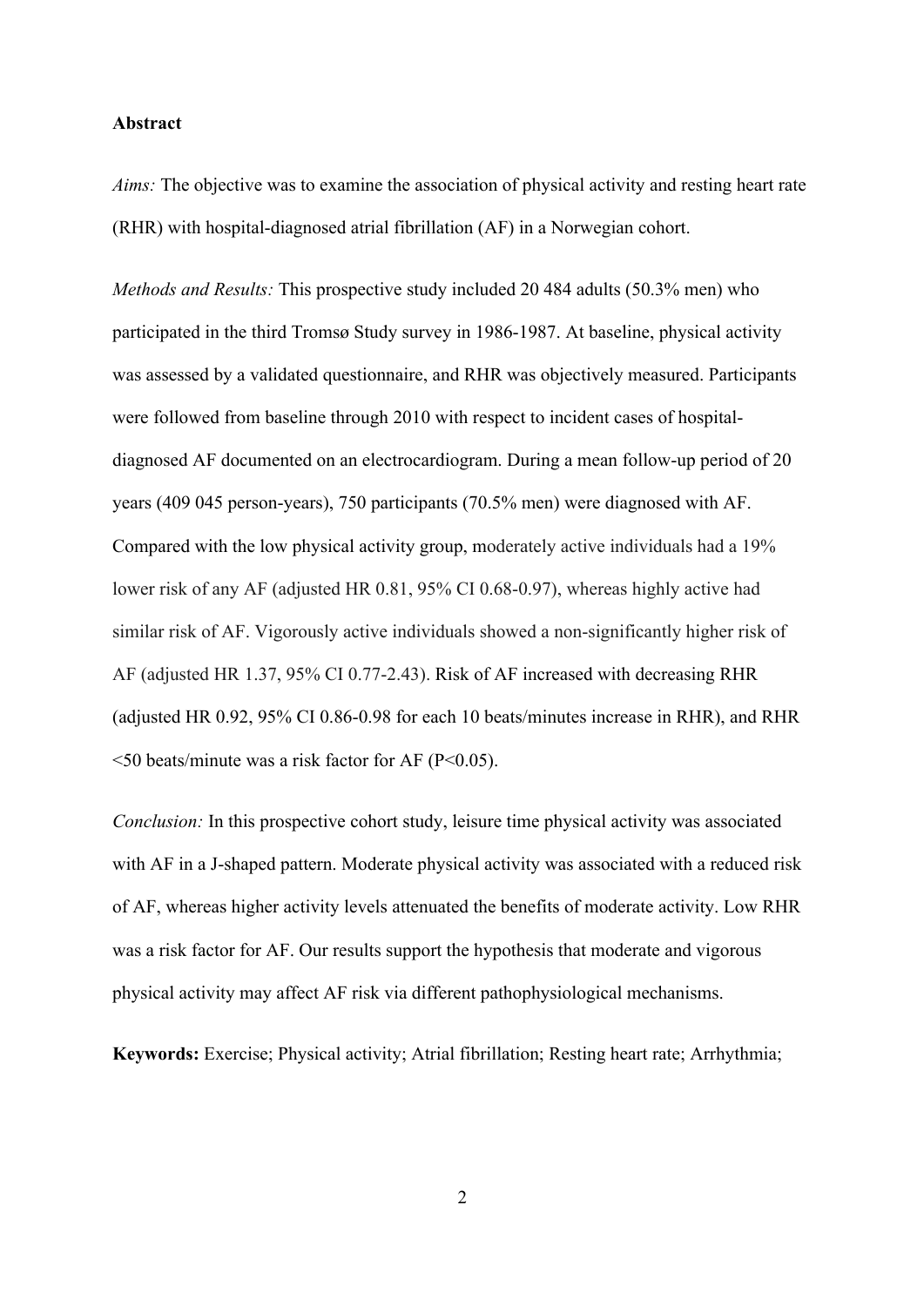**Abstract**

*Aims:* The objective was to examine the association of physical activity and resting heart rate (RHR) with hospital-diagnosed atrial fibrillation (AF) in a Norwegian cohort.

*Methods and Results:* This prospective study included 20 484 adults (50.3% men) who participated in the third Tromsø Study survey in 1986-1987. At baseline, physical activity was assessed by a validated questionnaire, and RHR was objectively measured. Participants were followed from baseline through 2010 with respect to incident cases of hospital-diagnosed AF documented on an electrocardiogram. During a mean follow-up period of 20 years (409 045 person-years), 750 participants (70.5% men) were diagnosed with AF. Compared with the low physical activity group, moderately active individuals had a 19% lower risk of any AF (adjusted HR 0.81, 95% CI 0.68-0.97), whereas highly active had similar risk of AF. Vigorously active individuals showed a non-significantly higher risk of AF (adjusted HR 1.37, 95% CI 0.77-2.43). Risk of AF increased with decreasing RHR (adjusted HR 0.92, 95% CI 0.86-0.98 for each 10 beats/minutes increase in RHR), and RHR <50 beats/minute was a risk factor for AF ($P<0.05$).

*Conclusion:* In this prospective cohort study, leisure time physical activity was associated with AF in a J-shaped pattern. Moderate physical activity was associated with a reduced risk of AF, whereas higher activity levels attenuated the benefits of moderate activity. Low RHR was a risk factor for AF. Our results support the hypothesis that moderate and vigorous physical activity may affect AF risk via different pathophysiological mechanisms.

**Keywords:** Exercise; Physical activity; Atrial fibrillation; Resting heart rate; Arrhythmia;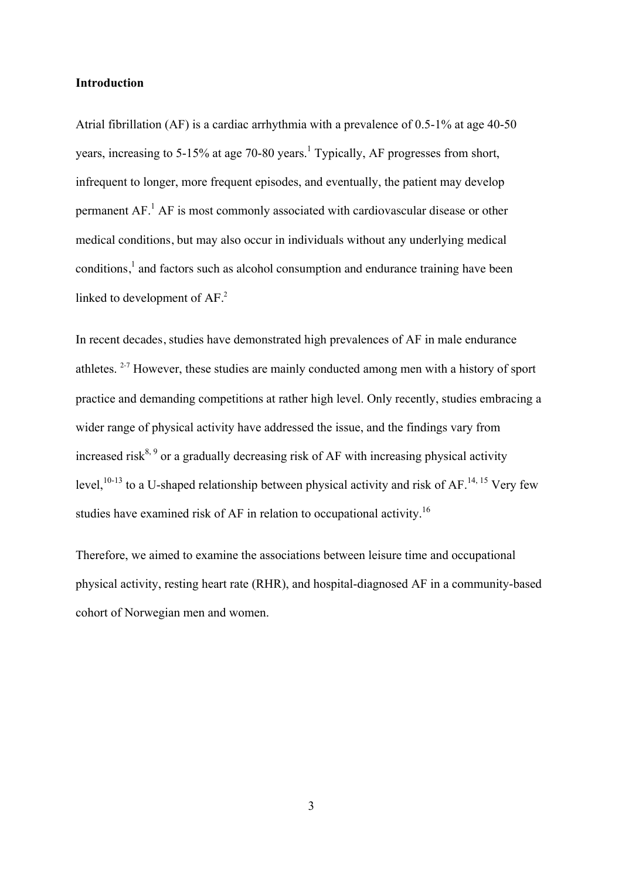## Introduction

Atrial fibrillation (AF) is a cardiac arrhythmia with a prevalence of 0.5-1% at age 40-50 years, increasing to 5-15% at age 70-80 years.[1] Typically, AF progresses from short, infrequent to longer, more frequent episodes, and eventually, the patient may develop permanent AF.[1] AF is most commonly associated with cardiovascular disease or other medical conditions, but may also occur in individuals without any underlying medical conditions,[1] and factors such as alcohol consumption and endurance training have been linked to development of AF.[2]

In recent decades, studies have demonstrated high prevalences of AF in male endurance athletes. [2-7] However, these studies are mainly conducted among men with a history of sport practice and demanding competitions at rather high level. Only recently, studies embracing a wider range of physical activity have addressed the issue, and the findings vary from increased risk[8, 9] or a gradually decreasing risk of AF with increasing physical activity level,[10-13] to a U-shaped relationship between physical activity and risk of AF.[14, 15] Very few studies have examined risk of AF in relation to occupational activity.[16]

Therefore, we aimed to examine the associations between leisure time and occupational physical activity, resting heart rate (RHR), and hospital-diagnosed AF in a community-based cohort of Norwegian men and women.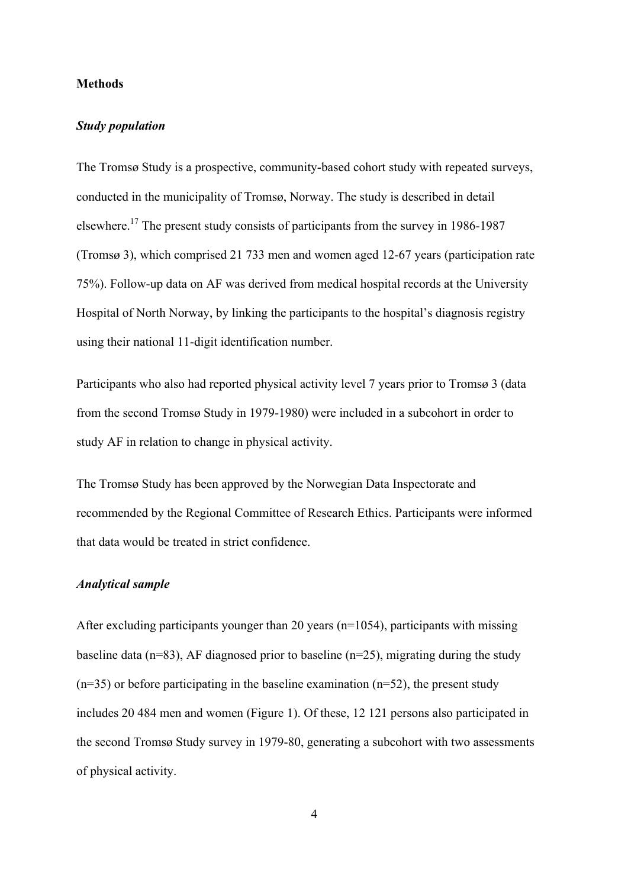## Methods

### *Study population*

The Tromsø Study is a prospective, community-based cohort study with repeated surveys, conducted in the municipality of Tromsø, Norway. The study is described in detail elsewhere.[17] The present study consists of participants from the survey in 1986-1987 (Tromsø 3), which comprised 21 733 men and women aged 12-67 years (participation rate 75%). Follow-up data on AF was derived from medical hospital records at the University Hospital of North Norway, by linking the participants to the hospital's diagnosis registry using their national 11-digit identification number.

Participants who also had reported physical activity level 7 years prior to Tromsø 3 (data from the second Tromsø Study in 1979-1980) were included in a subcohort in order to study AF in relation to change in physical activity.

The Tromsø Study has been approved by the Norwegian Data Inspectorate and recommended by the Regional Committee of Research Ethics. Participants were informed that data would be treated in strict confidence.

### *Analytical sample*

After excluding participants younger than 20 years (n=1054), participants with missing baseline data (n=83), AF diagnosed prior to baseline (n=25), migrating during the study (n=35) or before participating in the baseline examination (n=52), the present study includes 20 484 men and women (Figure 1). Of these, 12 121 persons also participated in the second Tromsø Study survey in 1979-80, generating a subcohort with two assessments of physical activity.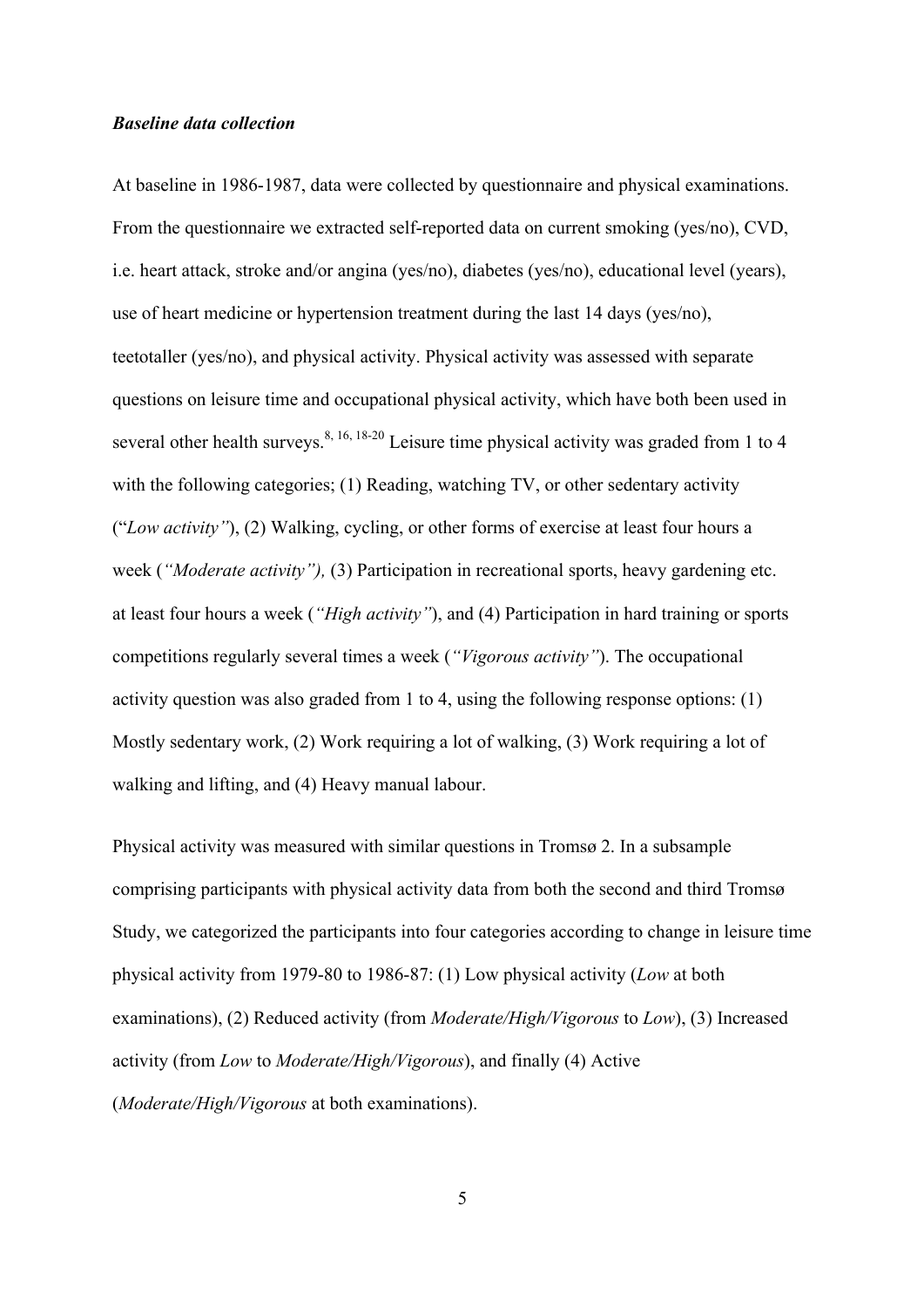***Baseline data collection***

At baseline in 1986-1987, data were collected by questionnaire and physical examinations. From the questionnaire we extracted self-reported data on current smoking (yes/no), CVD, i.e. heart attack, stroke and/or angina (yes/no), diabetes (yes/no), educational level (years), use of heart medicine or hypertension treatment during the last 14 days (yes/no), teetotaller (yes/no), and physical activity. Physical activity was assessed with separate questions on leisure time and occupational physical activity, which have both been used in several other health surveys.[8, 16, 18-20] Leisure time physical activity was graded from 1 to 4 with the following categories; (1) Reading, watching TV, or other sedentary activity ("*Low activity"*), (2) Walking, cycling, or other forms of exercise at least four hours a week (*"Moderate activity"),* (3) Participation in recreational sports, heavy gardening etc. at least four hours a week (*"High activity"*), and (4) Participation in hard training or sports competitions regularly several times a week (*"Vigorous activity"*). The occupational activity question was also graded from 1 to 4, using the following response options: (1) Mostly sedentary work, (2) Work requiring a lot of walking, (3) Work requiring a lot of walking and lifting, and (4) Heavy manual labour.

Physical activity was measured with similar questions in Tromsø 2. In a subsample comprising participants with physical activity data from both the second and third Tromsø Study, we categorized the participants into four categories according to change in leisure time physical activity from 1979-80 to 1986-87: (1) Low physical activity (*Low* at both examinations), (2) Reduced activity (from *Moderate/High/Vigorous* to *Low*), (3) Increased activity (from *Low* to *Moderate/High/Vigorous*), and finally (4) Active (*Moderate/High/Vigorous* at both examinations).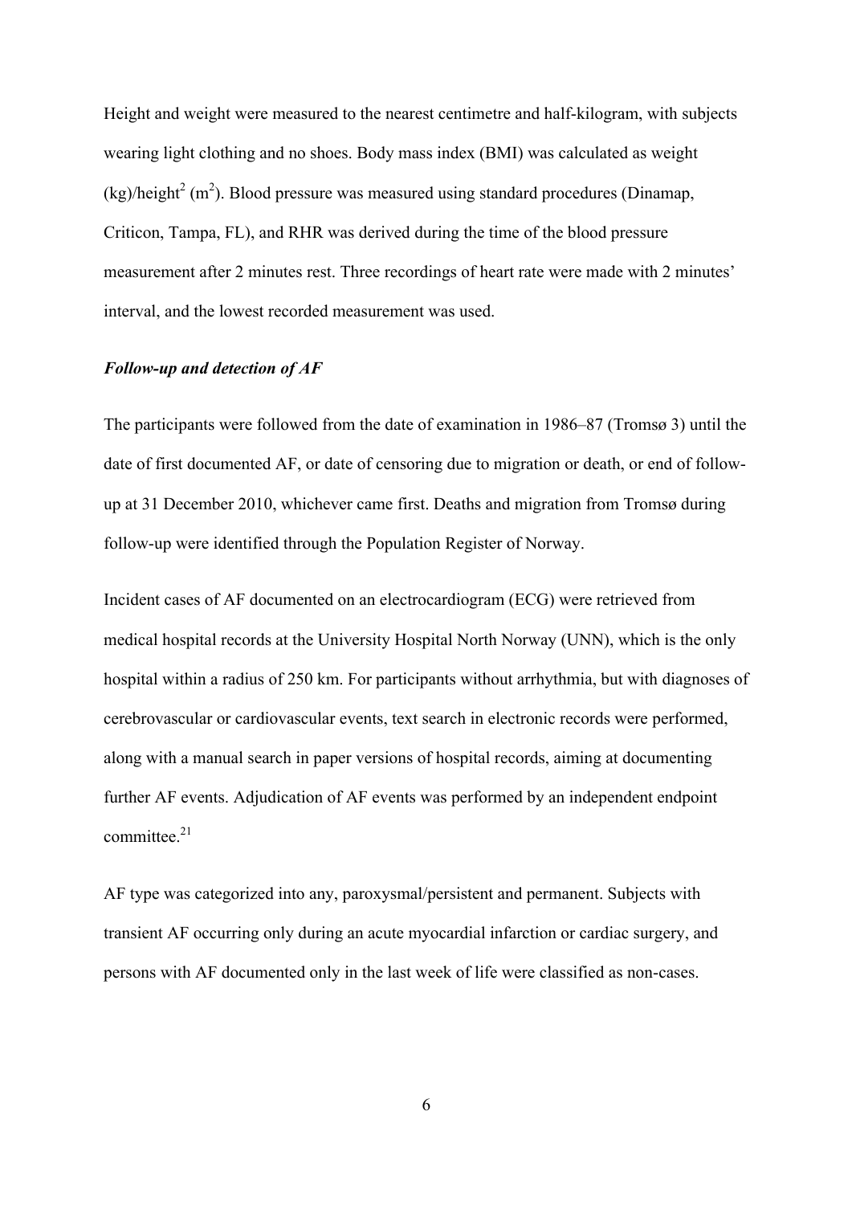Height and weight were measured to the nearest centimetre and half-kilogram, with subjects wearing light clothing and no shoes. Body mass index (BMI) was calculated as weight (kg)/height$^2$ (m$^2$). Blood pressure was measured using standard procedures (Dinamap, Criticon, Tampa, FL), and RHR was derived during the time of the blood pressure measurement after 2 minutes rest. Three recordings of heart rate were made with 2 minutes' interval, and the lowest recorded measurement was used.

### *Follow-up and detection of AF*

The participants were followed from the date of examination in 1986–87 (Tromsø 3) until the date of first documented AF, or date of censoring due to migration or death, or end of follow-up at 31 December 2010, whichever came first. Deaths and migration from Tromsø during follow-up were identified through the Population Register of Norway.

Incident cases of AF documented on an electrocardiogram (ECG) were retrieved from medical hospital records at the University Hospital North Norway (UNN), which is the only hospital within a radius of 250 km. For participants without arrhythmia, but with diagnoses of cerebrovascular or cardiovascular events, text search in electronic records were performed, along with a manual search in paper versions of hospital records, aiming at documenting further AF events. Adjudication of AF events was performed by an independent endpoint committee.[21]

AF type was categorized into any, paroxysmal/persistent and permanent. Subjects with transient AF occurring only during an acute myocardial infarction or cardiac surgery, and persons with AF documented only in the last week of life were classified as non-cases.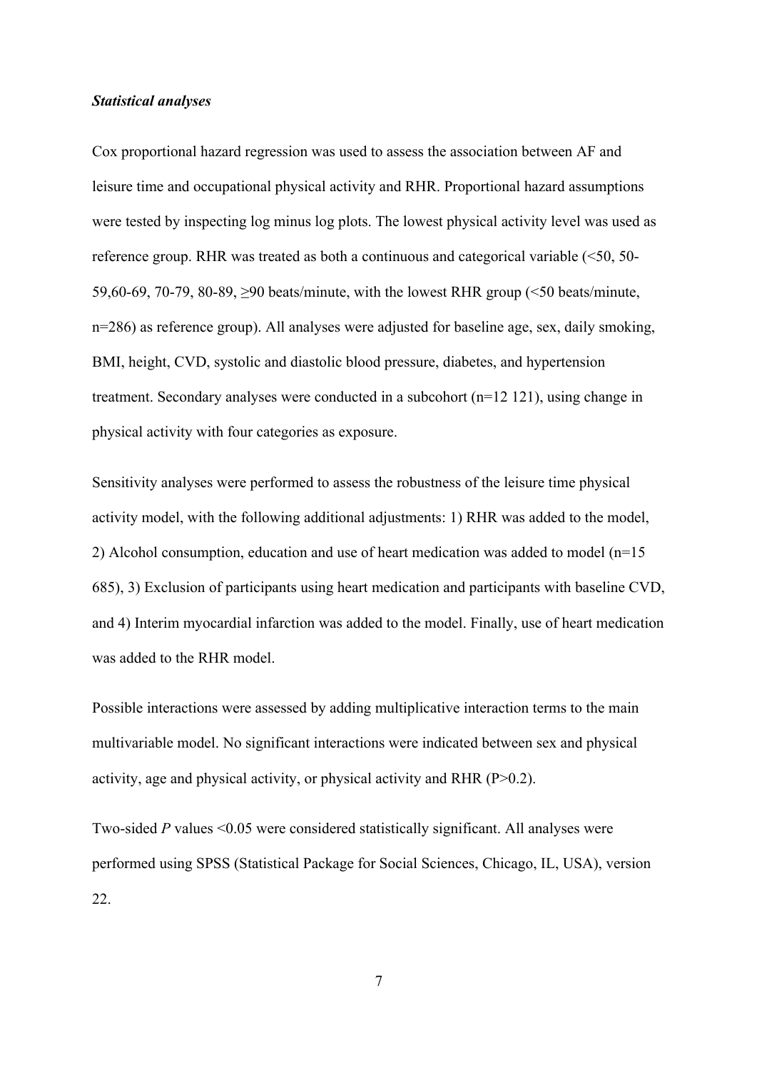***Statistical analyses***

Cox proportional hazard regression was used to assess the association between AF and leisure time and occupational physical activity and RHR. Proportional hazard assumptions were tested by inspecting log minus log plots. The lowest physical activity level was used as reference group. RHR was treated as both a continuous and categorical variable (<50, 50-59,60-69, 70-79, 80-89, ≥90 beats/minute, with the lowest RHR group (<50 beats/minute, n=286) as reference group). All analyses were adjusted for baseline age, sex, daily smoking, BMI, height, CVD, systolic and diastolic blood pressure, diabetes, and hypertension treatment. Secondary analyses were conducted in a subcohort (n=12 121), using change in physical activity with four categories as exposure.

Sensitivity analyses were performed to assess the robustness of the leisure time physical activity model, with the following additional adjustments: 1) RHR was added to the model, 2) Alcohol consumption, education and use of heart medication was added to model (n=15 685), 3) Exclusion of participants using heart medication and participants with baseline CVD, and 4) Interim myocardial infarction was added to the model. Finally, use of heart medication was added to the RHR model.

Possible interactions were assessed by adding multiplicative interaction terms to the main multivariable model. No significant interactions were indicated between sex and physical activity, age and physical activity, or physical activity and RHR ($P>0.2$).

Two-sided *P* values <0.05 were considered statistically significant. All analyses were performed using SPSS (Statistical Package for Social Sciences, Chicago, IL, USA), version 22.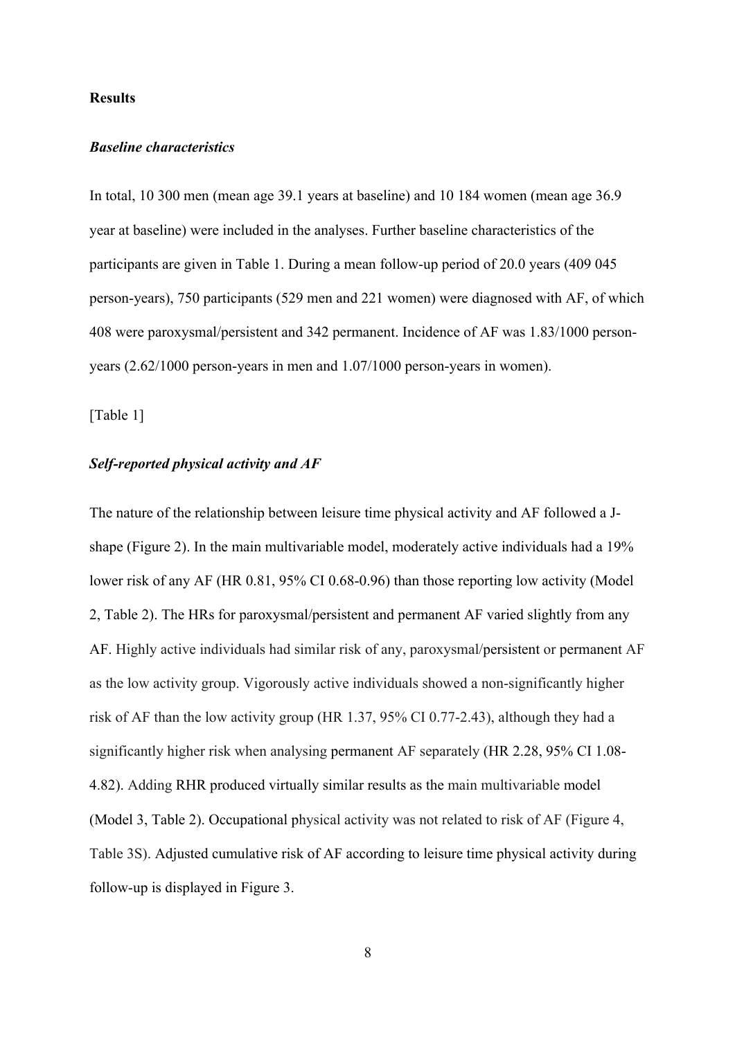**Results**

***Baseline characteristics***

In total, 10 300 men (mean age 39.1 years at baseline) and 10 184 women (mean age 36.9 year at baseline) were included in the analyses. Further baseline characteristics of the participants are given in Table 1. During a mean follow-up period of 20.0 years (409 045 person-years), 750 participants (529 men and 221 women) were diagnosed with AF, of which 408 were paroxysmal/persistent and 342 permanent. Incidence of AF was 1.83/1000 person-years (2.62/1000 person-years in men and 1.07/1000 person-years in women).

[Table 1]

***Self-reported physical activity and AF***

The nature of the relationship between leisure time physical activity and AF followed a J-shape (Figure 2). In the main multivariable model, moderately active individuals had a 19% lower risk of any AF (HR 0.81, 95% CI 0.68-0.96) than those reporting low activity (Model 2, Table 2). The HRs for paroxysmal/persistent and permanent AF varied slightly from any AF. Highly active individuals had similar risk of any, paroxysmal/persistent or permanent AF as the low activity group. Vigorously active individuals showed a non-significantly higher risk of AF than the low activity group (HR 1.37, 95% CI 0.77-2.43), although they had a significantly higher risk when analysing permanent AF separately (HR 2.28, 95% CI 1.08-4.82). Adding RHR produced virtually similar results as the main multivariable model (Model 3, Table 2). Occupational physical activity was not related to risk of AF (Figure 4, Table 3S). Adjusted cumulative risk of AF according to leisure time physical activity during follow-up is displayed in Figure 3.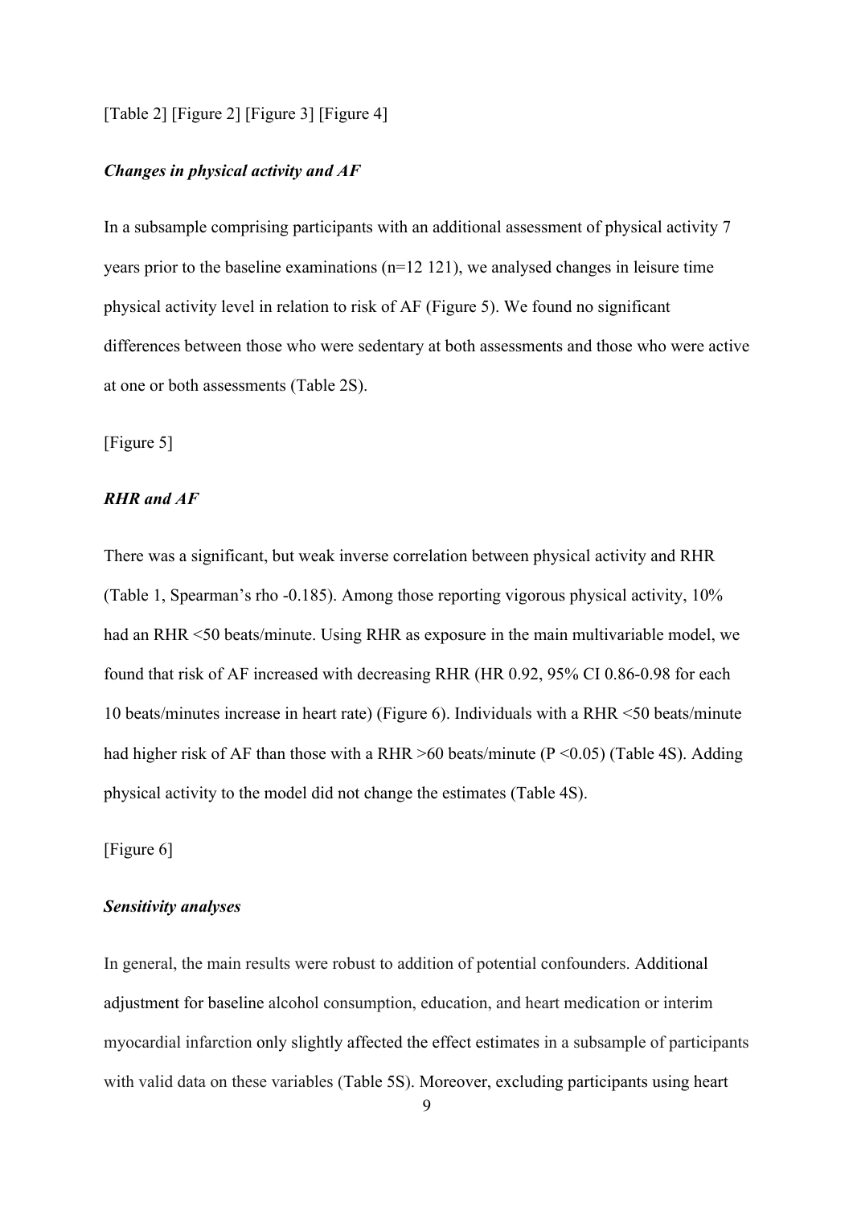[Table 2] [Figure 2] [Figure 3] [Figure 4]

### *Changes in physical activity and AF*

In a subsample comprising participants with an additional assessment of physical activity 7 years prior to the baseline examinations (n=12 121), we analysed changes in leisure time physical activity level in relation to risk of AF (Figure 5). We found no significant differences between those who were sedentary at both assessments and those who were active at one or both assessments (Table 2S).

[Figure 5]

### *RHR and AF*

There was a significant, but weak inverse correlation between physical activity and RHR (Table 1, Spearman's rho -0.185). Among those reporting vigorous physical activity, 10% had an RHR <50 beats/minute. Using RHR as exposure in the main multivariable model, we found that risk of AF increased with decreasing RHR (HR 0.92, 95% CI 0.86-0.98 for each 10 beats/minutes increase in heart rate) (Figure 6). Individuals with a RHR <50 beats/minute had higher risk of AF than those with a RHR >60 beats/minute ($P < 0.05$) (Table 4S). Adding physical activity to the model did not change the estimates (Table 4S).

[Figure 6]

### *Sensitivity analyses*

In general, the main results were robust to addition of potential confounders. Additional adjustment for baseline alcohol consumption, education, and heart medication or interim myocardial infarction only slightly affected the effect estimates in a subsample of participants with valid data on these variables (Table 5S). Moreover, excluding participants using heart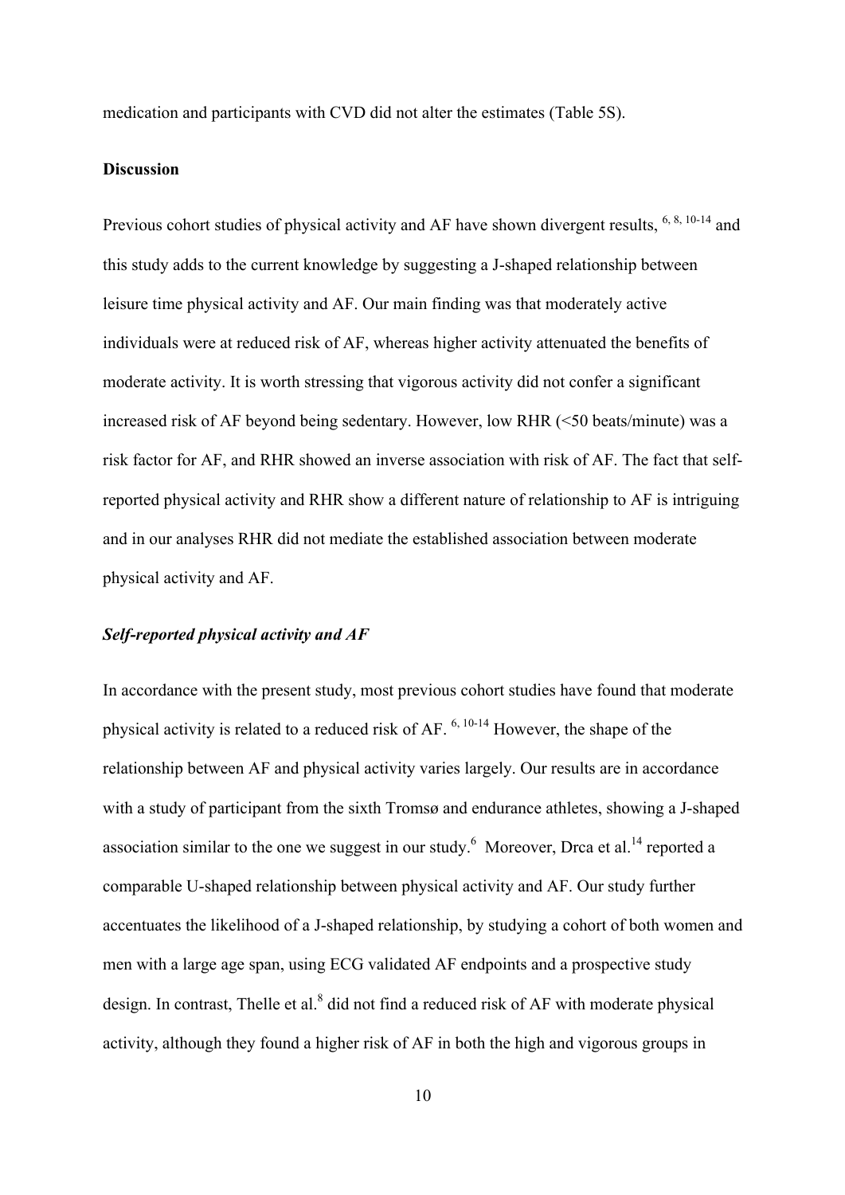medication and participants with CVD did not alter the estimates (Table 5S).

## Discussion

Previous cohort studies of physical activity and AF have shown divergent results, [6, 8, 10-14] and this study adds to the current knowledge by suggesting a J-shaped relationship between leisure time physical activity and AF. Our main finding was that moderately active individuals were at reduced risk of AF, whereas higher activity attenuated the benefits of moderate activity. It is worth stressing that vigorous activity did not confer a significant increased risk of AF beyond being sedentary. However, low RHR (<50 beats/minute) was a risk factor for AF, and RHR showed an inverse association with risk of AF. The fact that self-reported physical activity and RHR show a different nature of relationship to AF is intriguing and in our analyses RHR did not mediate the established association between moderate physical activity and AF.

### *Self-reported physical activity and AF*

In accordance with the present study, most previous cohort studies have found that moderate physical activity is related to a reduced risk of AF. [6, 10-14] However, the shape of the relationship between AF and physical activity varies largely. Our results are in accordance with a study of participant from the sixth Tromsø and endurance athletes, showing a J-shaped association similar to the one we suggest in our study.[6] Moreover, Drca et al.[14] reported a comparable U-shaped relationship between physical activity and AF. Our study further accentuates the likelihood of a J-shaped relationship, by studying a cohort of both women and men with a large age span, using ECG validated AF endpoints and a prospective study design. In contrast, Thelle et al.[8] did not find a reduced risk of AF with moderate physical activity, although they found a higher risk of AF in both the high and vigorous groups in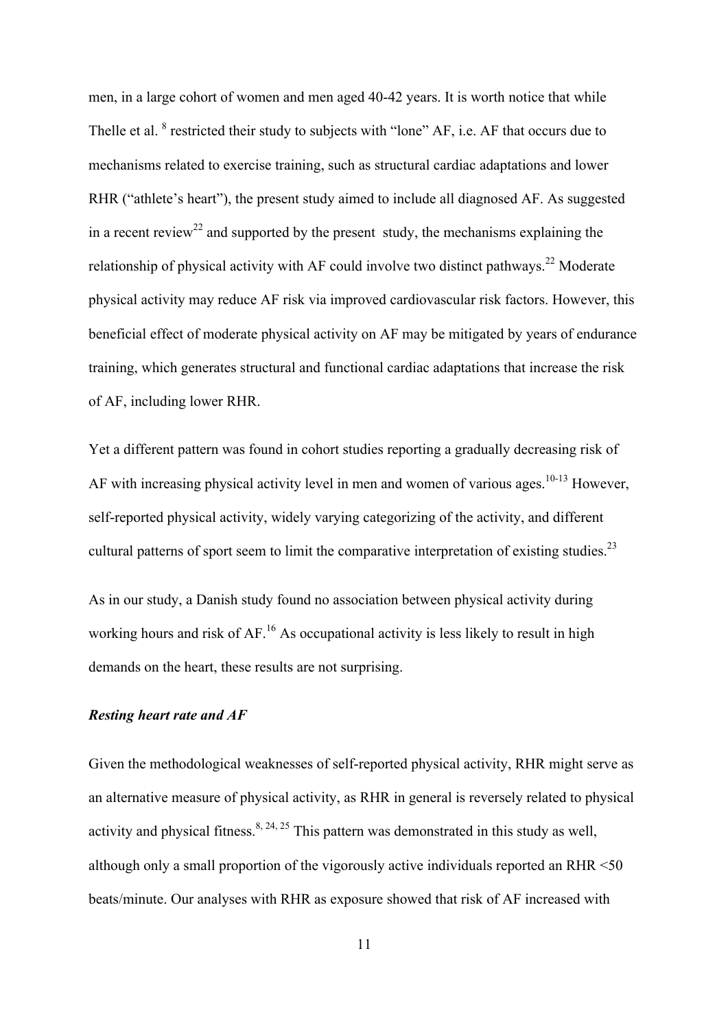men, in a large cohort of women and men aged 40-42 years. It is worth notice that while Thelle et al. [8] restricted their study to subjects with "lone" AF, i.e. AF that occurs due to mechanisms related to exercise training, such as structural cardiac adaptations and lower RHR ("athlete's heart"), the present study aimed to include all diagnosed AF. As suggested in a recent review[22] and supported by the present study, the mechanisms explaining the relationship of physical activity with AF could involve two distinct pathways.[22] Moderate physical activity may reduce AF risk via improved cardiovascular risk factors. However, this beneficial effect of moderate physical activity on AF may be mitigated by years of endurance training, which generates structural and functional cardiac adaptations that increase the risk of AF, including lower RHR.

Yet a different pattern was found in cohort studies reporting a gradually decreasing risk of AF with increasing physical activity level in men and women of various ages.[10-13] However, self-reported physical activity, widely varying categorizing of the activity, and different cultural patterns of sport seem to limit the comparative interpretation of existing studies.[23]

As in our study, a Danish study found no association between physical activity during working hours and risk of AF.[16] As occupational activity is less likely to result in high demands on the heart, these results are not surprising.

### *Resting heart rate and AF*

Given the methodological weaknesses of self-reported physical activity, RHR might serve as an alternative measure of physical activity, as RHR in general is reversely related to physical activity and physical fitness.[8, 24, 25] This pattern was demonstrated in this study as well, although only a small proportion of the vigorously active individuals reported an RHR <50 beats/minute. Our analyses with RHR as exposure showed that risk of AF increased with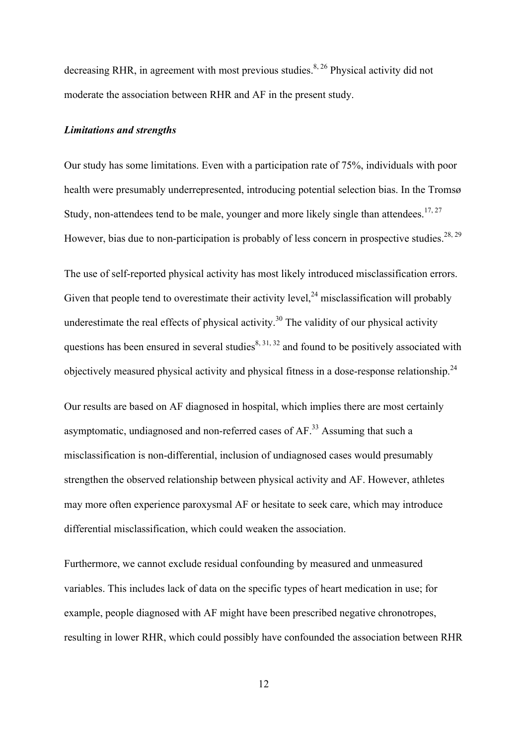decreasing RHR, in agreement with most previous studies.[8, 26] Physical activity did not moderate the association between RHR and AF in the present study.

### *Limitations and strengths*

Our study has some limitations. Even with a participation rate of 75%, individuals with poor health were presumably underrepresented, introducing potential selection bias. In the Tromsø Study, non-attendees tend to be male, younger and more likely single than attendees.[17, 27] However, bias due to non-participation is probably of less concern in prospective studies.[28, 29]

The use of self-reported physical activity has most likely introduced misclassification errors. Given that people tend to overestimate their activity level,[24] misclassification will probably underestimate the real effects of physical activity.[30] The validity of our physical activity questions has been ensured in several studies[8, 31, 32] and found to be positively associated with objectively measured physical activity and physical fitness in a dose-response relationship.[24]

Our results are based on AF diagnosed in hospital, which implies there are most certainly asymptomatic, undiagnosed and non-referred cases of AF.[33] Assuming that such a misclassification is non-differential, inclusion of undiagnosed cases would presumably strengthen the observed relationship between physical activity and AF. However, athletes may more often experience paroxysmal AF or hesitate to seek care, which may introduce differential misclassification, which could weaken the association.

Furthermore, we cannot exclude residual confounding by measured and unmeasured variables. This includes lack of data on the specific types of heart medication in use; for example, people diagnosed with AF might have been prescribed negative chronotropes, resulting in lower RHR, which could possibly have confounded the association between RHR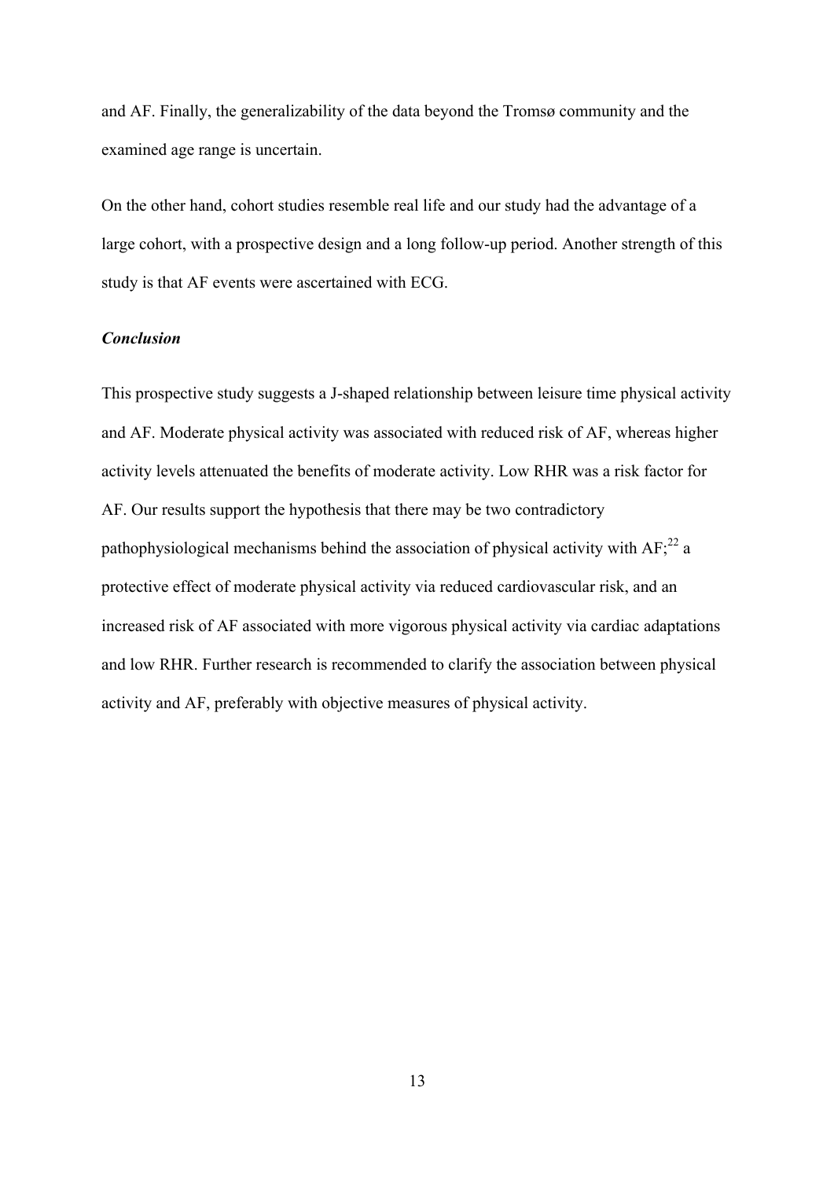and AF. Finally, the generalizability of the data beyond the Tromsø community and the examined age range is uncertain.

On the other hand, cohort studies resemble real life and our study had the advantage of a large cohort, with a prospective design and a long follow-up period. Another strength of this study is that AF events were ascertained with ECG.

### *Conclusion*

This prospective study suggests a J-shaped relationship between leisure time physical activity and AF. Moderate physical activity was associated with reduced risk of AF, whereas higher activity levels attenuated the benefits of moderate activity. Low RHR was a risk factor for AF. Our results support the hypothesis that there may be two contradictory pathophysiological mechanisms behind the association of physical activity with AF;[22] a protective effect of moderate physical activity via reduced cardiovascular risk, and an increased risk of AF associated with more vigorous physical activity via cardiac adaptations and low RHR. Further research is recommended to clarify the association between physical activity and AF, preferably with objective measures of physical activity.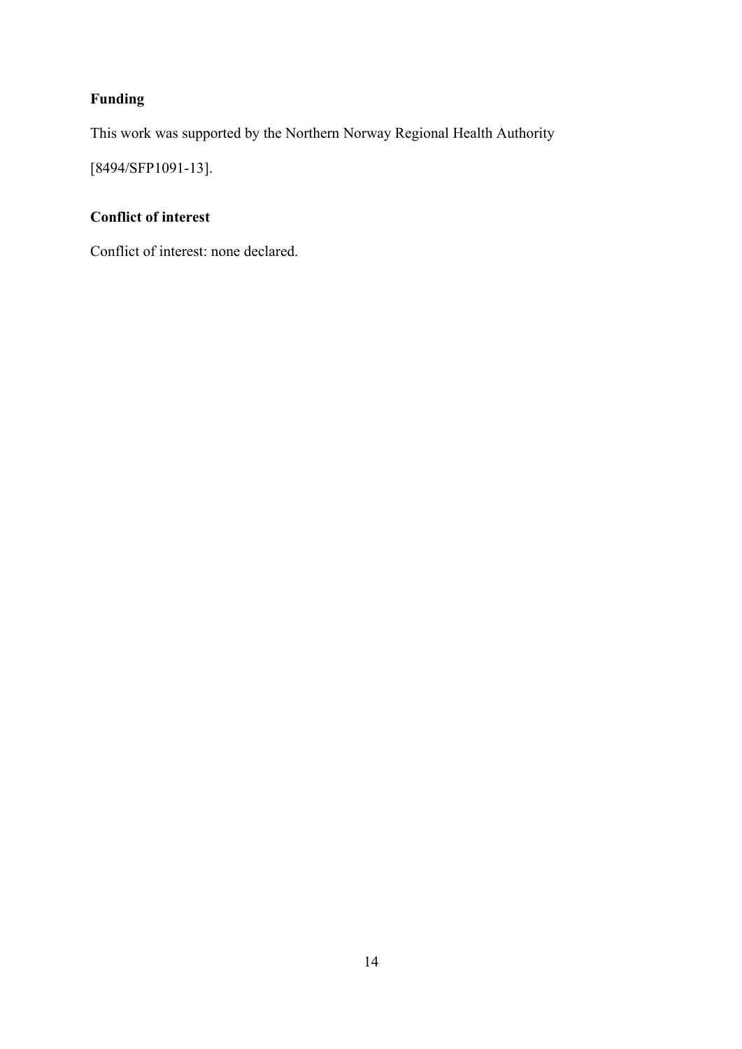**Funding**

This work was supported by the Northern Norway Regional Health Authority [8494/SFP1091-13].

**Conflict of interest**

Conflict of interest: none declared.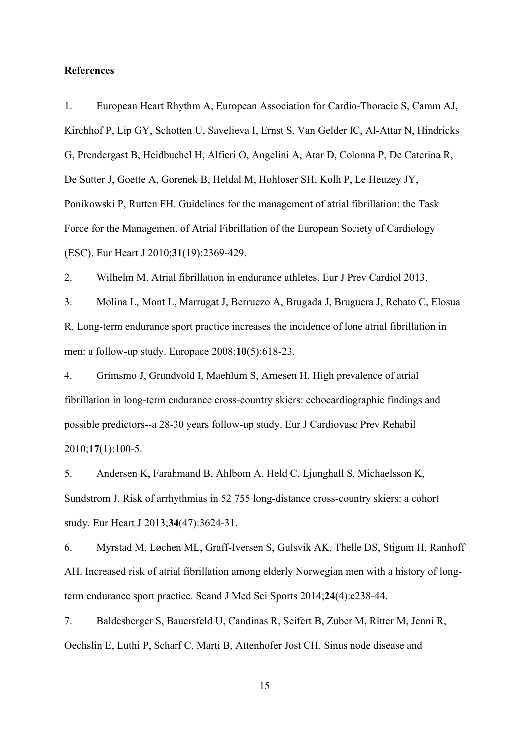**References**

1. European Heart Rhythm A, European Association for Cardio-Thoracic S, Camm AJ, Kirchhof P, Lip GY, Schotten U, Savelieva I, Ernst S, Van Gelder IC, Al-Attar N, Hindricks G, Prendergast B, Heidbuchel H, Alfieri O, Angelini A, Atar D, Colonna P, De Caterina R, De Sutter J, Goette A, Gorenek B, Heldal M, Hohloser SH, Kolh P, Le Heuzey JY, Ponikowski P, Rutten FH. Guidelines for the management of atrial fibrillation: the Task Force for the Management of Atrial Fibrillation of the European Society of Cardiology (ESC). Eur Heart J 2010;**31**(19):2369-429.

2. Wilhelm M. Atrial fibrillation in endurance athletes. Eur J Prev Cardiol 2013.

3. Molina L, Mont L, Marrugat J, Berruezo A, Brugada J, Bruguera J, Rebato C, Elosua R. Long-term endurance sport practice increases the incidence of lone atrial fibrillation in men: a follow-up study. Europace 2008;**10**(5):618-23.

4. Grimsmo J, Grundvold I, Maehlum S, Arnesen H. High prevalence of atrial fibrillation in long-term endurance cross-country skiers: echocardiographic findings and possible predictors--a 28-30 years follow-up study. Eur J Cardiovasc Prev Rehabil 2010;**17**(1):100-5.

5. Andersen K, Farahmand B, Ahlbom A, Held C, Ljunghall S, Michaelsson K, Sundstrom J. Risk of arrhythmias in 52 755 long-distance cross-country skiers: a cohort study. Eur Heart J 2013;**34**(47):3624-31.

6. Myrstad M, Løchen ML, Graff-Iversen S, Gulsvik AK, Thelle DS, Stigum H, Ranhoff AH. Increased risk of atrial fibrillation among elderly Norwegian men with a history of long-term endurance sport practice. Scand J Med Sci Sports 2014;**24**(4):e238-44.

7. Baldesberger S, Bauersfeld U, Candinas R, Seifert B, Zuber M, Ritter M, Jenni R, Oechslin E, Luthi P, Scharf C, Marti B, Attenhofer Jost CH. Sinus node disease and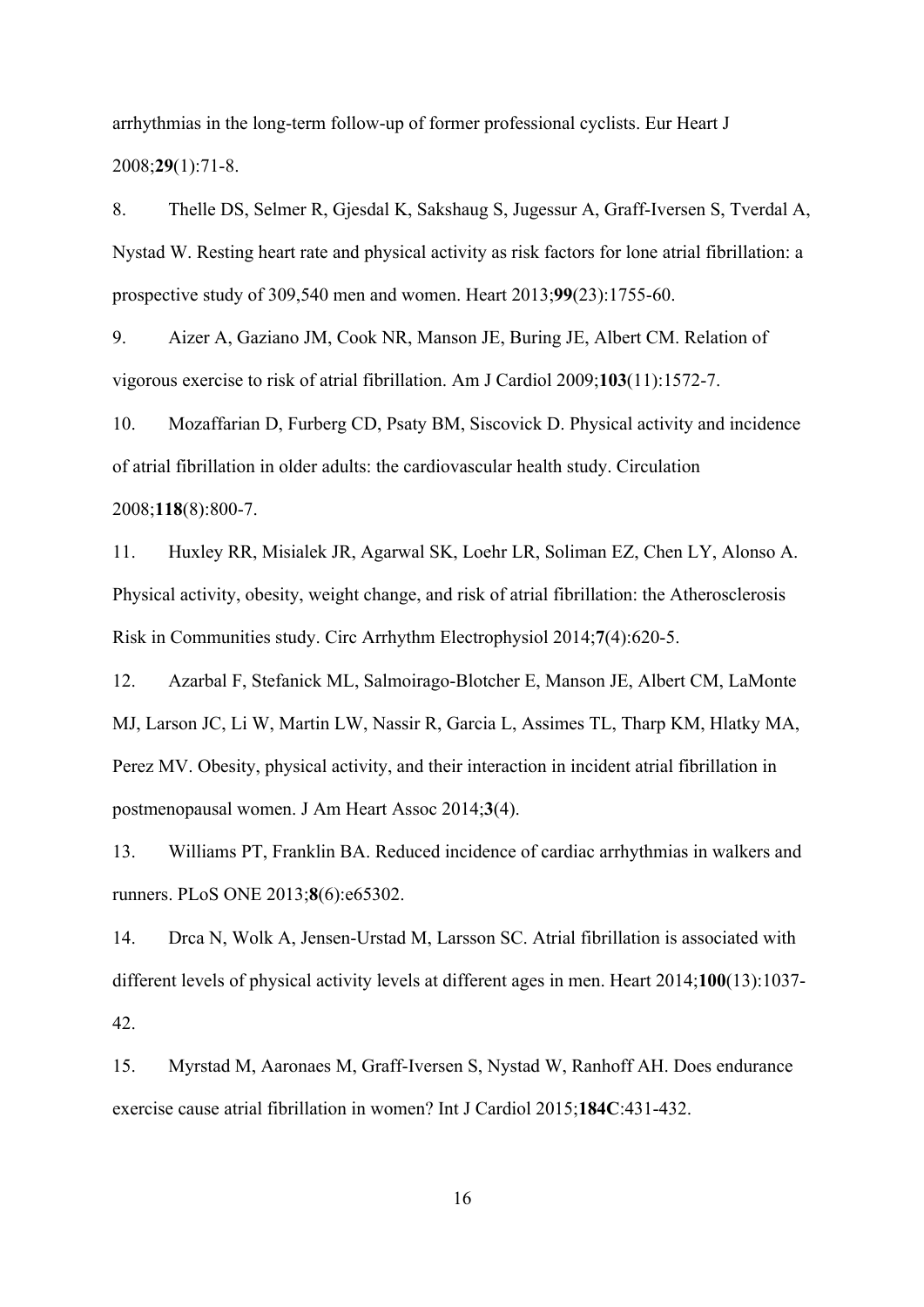arrhythmias in the long-term follow-up of former professional cyclists. Eur Heart J 2008;**29**(1):71-8.

8. Thelle DS, Selmer R, Gjesdal K, Sakshaug S, Jugessur A, Graff-Iversen S, Tverdal A, Nystad W. Resting heart rate and physical activity as risk factors for lone atrial fibrillation: a prospective study of 309,540 men and women. Heart 2013;**99**(23):1755-60.

9. Aizer A, Gaziano JM, Cook NR, Manson JE, Buring JE, Albert CM. Relation of vigorous exercise to risk of atrial fibrillation. Am J Cardiol 2009;**103**(11):1572-7.

10. Mozaffarian D, Furberg CD, Psaty BM, Siscovick D. Physical activity and incidence of atrial fibrillation in older adults: the cardiovascular health study. Circulation 2008;**118**(8):800-7.

11. Huxley RR, Misialek JR, Agarwal SK, Loehr LR, Soliman EZ, Chen LY, Alonso A. Physical activity, obesity, weight change, and risk of atrial fibrillation: the Atherosclerosis Risk in Communities study. Circ Arrhythm Electrophysiol 2014;**7**(4):620-5.

12. Azarbal F, Stefanick ML, Salmoirago-Blotcher E, Manson JE, Albert CM, LaMonte MJ, Larson JC, Li W, Martin LW, Nassir R, Garcia L, Assimes TL, Tharp KM, Hlatky MA, Perez MV. Obesity, physical activity, and their interaction in incident atrial fibrillation in postmenopausal women. J Am Heart Assoc 2014;**3**(4).

13. Williams PT, Franklin BA. Reduced incidence of cardiac arrhythmias in walkers and runners. PLoS ONE 2013;**8**(6):e65302.

14. Drca N, Wolk A, Jensen-Urstad M, Larsson SC. Atrial fibrillation is associated with different levels of physical activity levels at different ages in men. Heart 2014;**100**(13):1037-42.

15. Myrstad M, Aaronaes M, Graff-Iversen S, Nystad W, Ranhoff AH. Does endurance exercise cause atrial fibrillation in women? Int J Cardiol 2015;**184C**:431-432.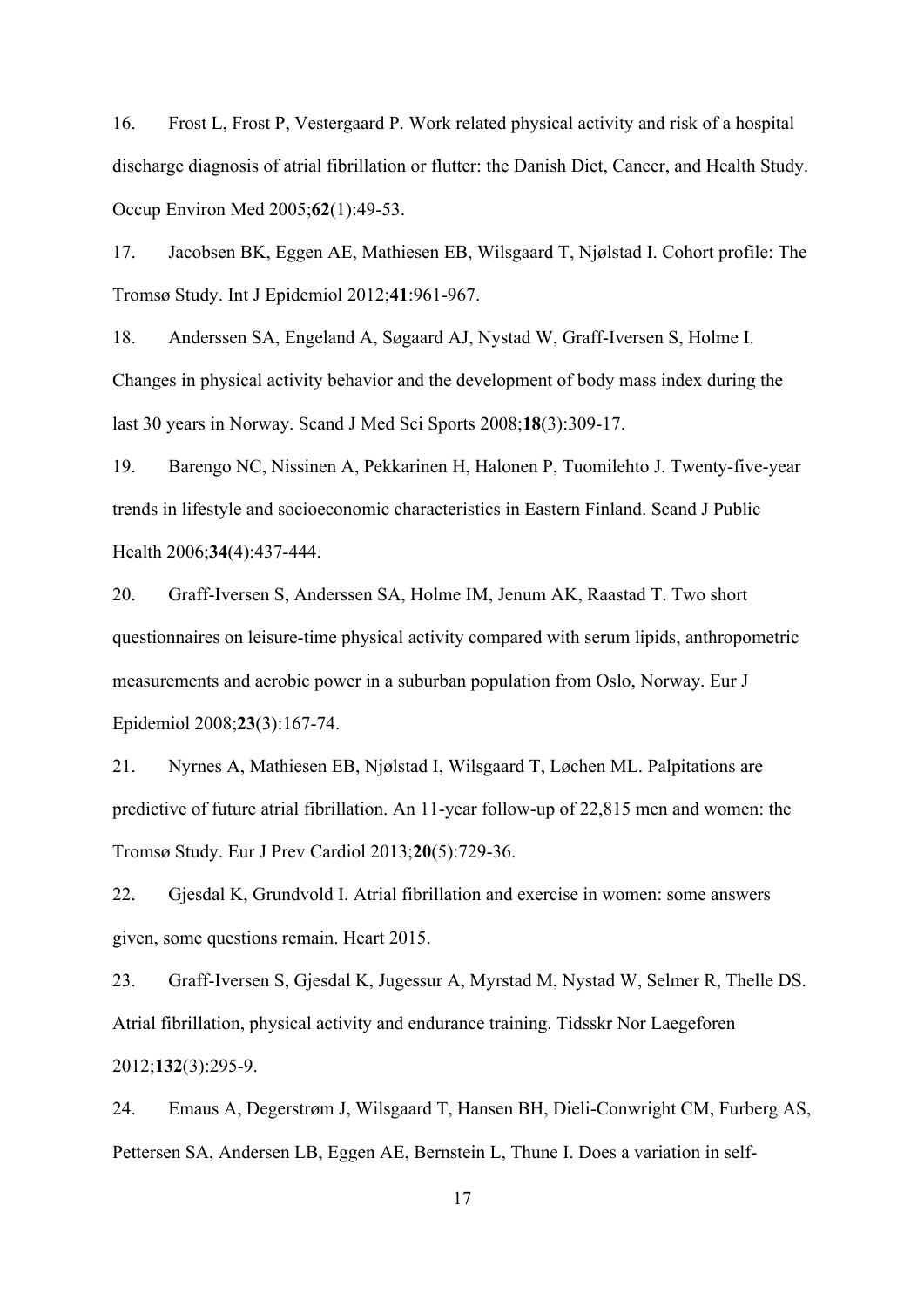16. Frost L, Frost P, Vestergaard P. Work related physical activity and risk of a hospital discharge diagnosis of atrial fibrillation or flutter: the Danish Diet, Cancer, and Health Study. Occup Environ Med 2005;**62**(1):49-53.

17. Jacobsen BK, Eggen AE, Mathiesen EB, Wilsgaard T, Njølstad I. Cohort profile: The Tromsø Study. Int J Epidemiol 2012;**41**:961-967.

18. Anderssen SA, Engeland A, Søgaard AJ, Nystad W, Graff-Iversen S, Holme I. Changes in physical activity behavior and the development of body mass index during the last 30 years in Norway. Scand J Med Sci Sports 2008;**18**(3):309-17.

19. Barengo NC, Nissinen A, Pekkarinen H, Halonen P, Tuomilehto J. Twenty-five-year trends in lifestyle and socioeconomic characteristics in Eastern Finland. Scand J Public Health 2006;**34**(4):437-444.

20. Graff-Iversen S, Anderssen SA, Holme IM, Jenum AK, Raastad T. Two short questionnaires on leisure-time physical activity compared with serum lipids, anthropometric measurements and aerobic power in a suburban population from Oslo, Norway. Eur J Epidemiol 2008;**23**(3):167-74.

21. Nyrnes A, Mathiesen EB, Njølstad I, Wilsgaard T, Løchen ML. Palpitations are predictive of future atrial fibrillation. An 11-year follow-up of 22,815 men and women: the Tromsø Study. Eur J Prev Cardiol 2013;**20**(5):729-36.

22. Gjesdal K, Grundvold I. Atrial fibrillation and exercise in women: some answers given, some questions remain. Heart 2015.

23. Graff-Iversen S, Gjesdal K, Jugessur A, Myrstad M, Nystad W, Selmer R, Thelle DS. Atrial fibrillation, physical activity and endurance training. Tidsskr Nor Laegeforen 2012;**132**(3):295-9.

24. Emaus A, Degerstrøm J, Wilsgaard T, Hansen BH, Dieli-Conwright CM, Furberg AS, Pettersen SA, Andersen LB, Eggen AE, Bernstein L, Thune I. Does a variation in self-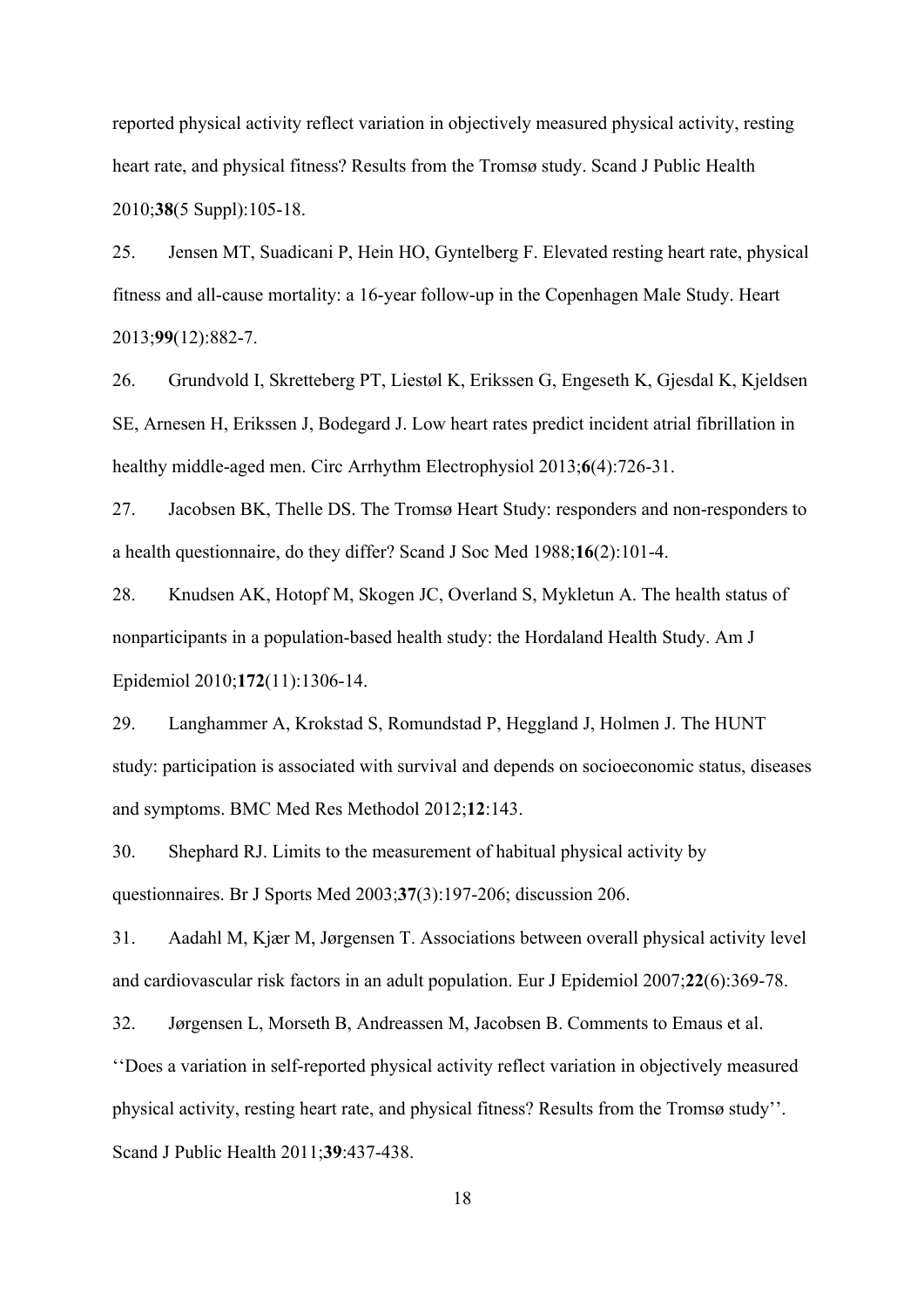reported physical activity reflect variation in objectively measured physical activity, resting heart rate, and physical fitness? Results from the Tromsø study. Scand J Public Health 2010;**38**(5 Suppl):105-18.

25. Jensen MT, Suadicani P, Hein HO, Gyntelberg F. Elevated resting heart rate, physical fitness and all-cause mortality: a 16-year follow-up in the Copenhagen Male Study. Heart 2013;**99**(12):882-7.

26. Grundvold I, Skretteberg PT, Liestøl K, Erikssen G, Engeseth K, Gjesdal K, Kjeldsen SE, Arnesen H, Erikssen J, Bodegard J. Low heart rates predict incident atrial fibrillation in healthy middle-aged men. Circ Arrhythm Electrophysiol 2013;**6**(4):726-31.

27. Jacobsen BK, Thelle DS. The Tromsø Heart Study: responders and non-responders to a health questionnaire, do they differ? Scand J Soc Med 1988;**16**(2):101-4.

28. Knudsen AK, Hotopf M, Skogen JC, Overland S, Mykletun A. The health status of nonparticipants in a population-based health study: the Hordaland Health Study. Am J Epidemiol 2010;**172**(11):1306-14.

29. Langhammer A, Krokstad S, Romundstad P, Heggland J, Holmen J. The HUNT study: participation is associated with survival and depends on socioeconomic status, diseases and symptoms. BMC Med Res Methodol 2012;**12**:143.

30. Shephard RJ. Limits to the measurement of habitual physical activity by questionnaires. Br J Sports Med 2003;**37**(3):197-206; discussion 206.

31. Aadahl M, Kjær M, Jørgensen T. Associations between overall physical activity level and cardiovascular risk factors in an adult population. Eur J Epidemiol 2007;**22**(6):369-78.

32. Jørgensen L, Morseth B, Andreassen M, Jacobsen B. Comments to Emaus et al. ‘‘Does a variation in self-reported physical activity reflect variation in objectively measured physical activity, resting heart rate, and physical fitness? Results from the Tromsø study’’. Scand J Public Health 2011;**39**:437-438.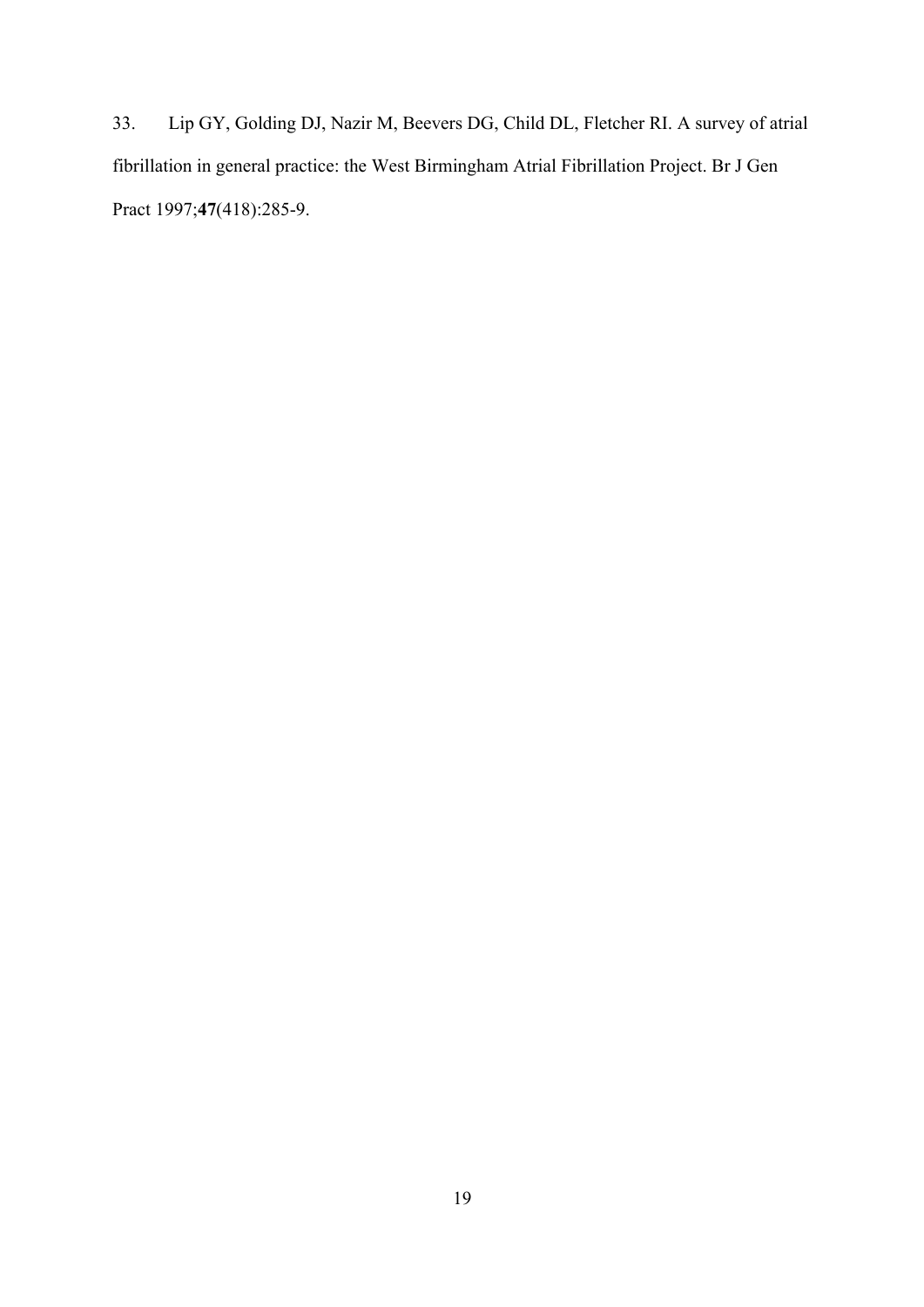33. Lip GY, Golding DJ, Nazir M, Beevers DG, Child DL, Fletcher RI. A survey of atrial fibrillation in general practice: the West Birmingham Atrial Fibrillation Project. Br J Gen Pract 1997;**47**(418):285-9.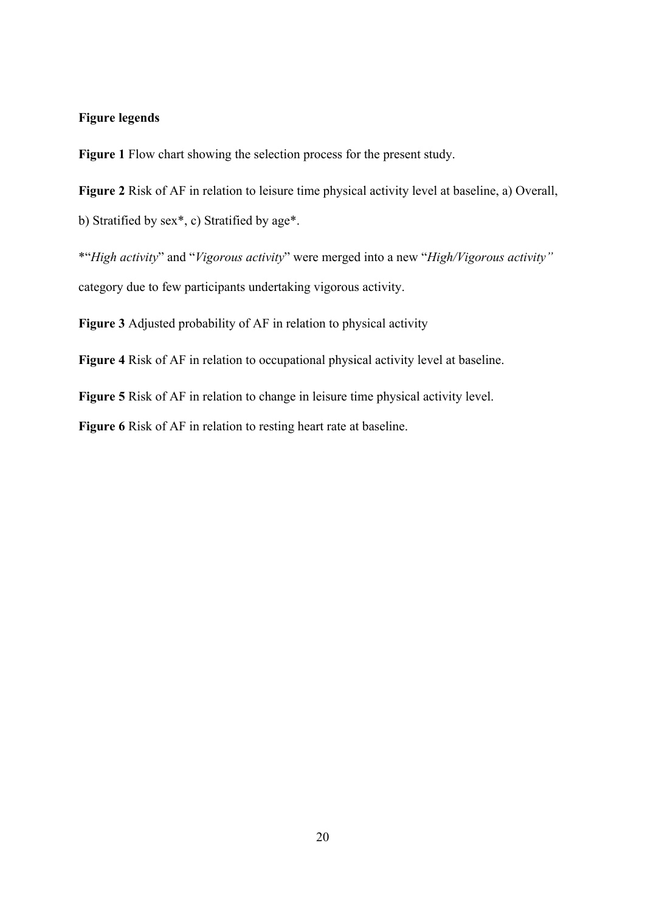**Figure legends**

**Figure 1** Flow chart showing the selection process for the present study.

**Figure 2** Risk of AF in relation to leisure time physical activity level at baseline, a) Overall, b) Stratified by sex*, c) Stratified by age*.

*"*High activity*" and "*Vigorous activity*" were merged into a new "*High/Vigorous activity"* category due to few participants undertaking vigorous activity.

**Figure 3** Adjusted probability of AF in relation to physical activity

**Figure 4** Risk of AF in relation to occupational physical activity level at baseline.

**Figure 5** Risk of AF in relation to change in leisure time physical activity level.

**Figure 6** Risk of AF in relation to resting heart rate at baseline.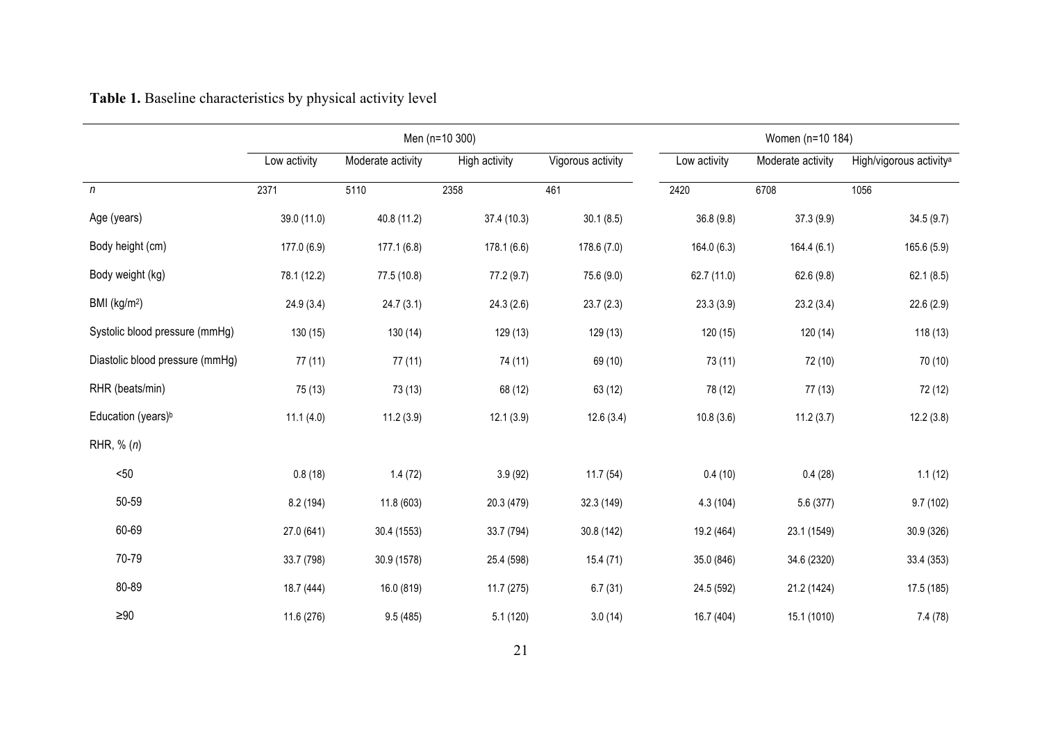**Table 1.** Baseline characteristics by physical activity level

| | Men (n=10 300) | | | | Women (n=10 184) | | |
|---|---|---|---|---|---|---|---|
| | Low activity | Moderate activity | High activity | Vigorous activity | Low activity | Moderate activity | High/vigorous activity[a] |
| *n* | 2371 | 5110 | 2358 | 461 | 2420 | 6708 | 1056 |
| Age (years) | 39.0 (11.0) | 40.8 (11.2) | 37.4 (10.3) | 30.1 (8.5) | 36.8 (9.8) | 37.3 (9.9) | 34.5 (9.7) |
| Body height (cm) | 177.0 (6.9) | 177.1 (6.8) | 178.1 (6.6) | 178.6 (7.0) | 164.0 (6.3) | 164.4 (6.1) | 165.6 (5.9) |
| Body weight (kg) | 78.1 (12.2) | 77.5 (10.8) | 77.2 (9.7) | 75.6 (9.0) | 62.7 (11.0) | 62.6 (9.8) | 62.1 (8.5) |
| BMI (kg/m$^2$) | 24.9 (3.4) | 24.7 (3.1) | 24.3 (2.6) | 23.7 (2.3) | 23.3 (3.9) | 23.2 (3.4) | 22.6 (2.9) |
| Systolic blood pressure (mmHg) | 130 (15) | 130 (14) | 129 (13) | 129 (13) | 120 (15) | 120 (14) | 118 (13) |
| Diastolic blood pressure (mmHg) | 77 (11) | 77 (11) | 74 (11) | 69 (10) | 73 (11) | 72 (10) | 70 (10) |
| RHR (beats/min) | 75 (13) | 73 (13) | 68 (12) | 63 (12) | 78 (12) | 77 (13) | 72 (12) |
| Education (years)[b] | 11.1 (4.0) | 11.2 (3.9) | 12.1 (3.9) | 12.6 (3.4) | 10.8 (3.6) | 11.2 (3.7) | 12.2 (3.8) |
| RHR, % (*n*) | | | | | | | |
| <50 | 0.8 (18) | 1.4 (72) | 3.9 (92) | 11.7 (54) | 0.4 (10) | 0.4 (28) | 1.1 (12) |
| 50-59 | 8.2 (194) | 11.8 (603) | 20.3 (479) | 32.3 (149) | 4.3 (104) | 5.6 (377) | 9.7 (102) |
| 60-69 | 27.0 (641) | 30.4 (1553) | 33.7 (794) | 30.8 (142) | 19.2 (464) | 23.1 (1549) | 30.9 (326) |
| 70-79 | 33.7 (798) | 30.9 (1578) | 25.4 (598) | 15.4 (71) | 35.0 (846) | 34.6 (2320) | 33.4 (353) |
| 80-89 | 18.7 (444) | 16.0 (819) | 11.7 (275) | 6.7 (31) | 24.5 (592) | 21.2 (1424) | 17.5 (185) |
| ≥90 | 11.6 (276) | 9.5 (485) | 5.1 (120) | 3.0 (14) | 16.7 (404) | 15.1 (1010) | 7.4 (78) |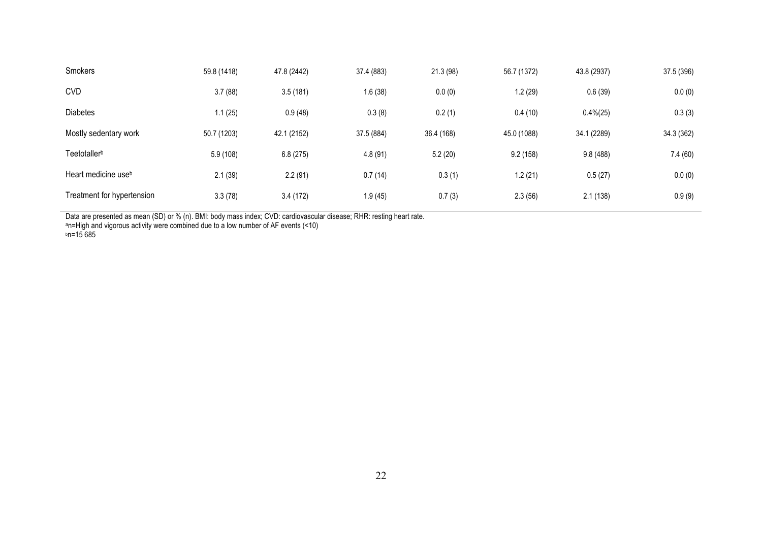| | | | | | | | |
|---|---|---|---|---|---|---|---|
| Smokers | 59.8 (1418) | 47.8 (2442) | 37.4 (883) | 21.3 (98) | 56.7 (1372) | 43.8 (2937) | 37.5 (396) |
| CVD | 3.7 (88) | 3.5 (181) | 1.6 (38) | 0.0 (0) | 1.2 (29) | 0.6 (39) | 0.0 (0) |
| Diabetes | 1.1 (25) | 0.9 (48) | 0.3 (8) | 0.2 (1) | 0.4 (10) | 0.4%(25) | 0.3 (3) |
| Mostly sedentary work | 50.7 (1203) | 42.1 (2152) | 37.5 (884) | 36.4 (168) | 45.0 (1088) | 34.1 (2289) | 34.3 (362) |
| Teetotaller[b] | 5.9 (108) | 6.8 (275) | 4.8 (91) | 5.2 (20) | 9.2 (158) | 9.8 (488) | 7.4 (60) |
| Heart medicine use[b] | 2.1 (39) | 2.2 (91) | 0.7 (14) | 0.3 (1) | 1.2 (21) | 0.5 (27) | 0.0 (0) |
| Treatment for hypertension | 3.3 (78) | 3.4 (172) | 1.9 (45) | 0.7 (3) | 2.3 (56) | 2.1 (138) | 0.9 (9) |

Data are presented as mean (SD) or % (n). BMI: body mass index; CVD: cardiovascular disease; RHR: resting heart rate.
[a]n=High and vigorous activity were combined due to a low number of AF events (<10)
[b]n=15 685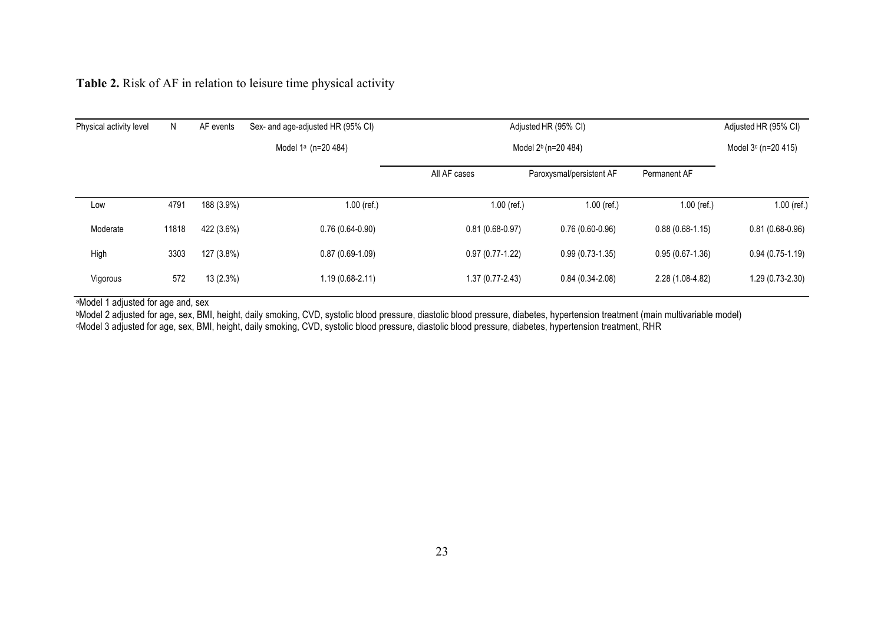**Table 2.** Risk of AF in relation to leisure time physical activity

| Physical activity level | N | AF events | Sex- and age-adjusted HR (95% CI) | Adjusted HR (95% CI) | | | Adjusted HR (95% CI) |
|---|---|---|---|---|---|---|---|
| | | | Model 1[a] (n=20 484) | Model 2[b] (n=20 484) | | | Model 3[c] (n=20 415) |
| | | | | All AF cases | Paroxysmal/persistent AF | Permanent AF | |
| Low | 4791 | 188 (3.9%) | 1.00 (ref.) | 1.00 (ref.) | 1.00 (ref.) | 1.00 (ref.) | 1.00 (ref.) |
| Moderate | 11818 | 422 (3.6%) | 0.76 (0.64-0.90) | 0.81 (0.68-0.97) | 0.76 (0.60-0.96) | 0.88 (0.68-1.15) | 0.81 (0.68-0.96) |
| High | 3303 | 127 (3.8%) | 0.87 (0.69-1.09) | 0.97 (0.77-1.22) | 0.99 (0.73-1.35) | 0.95 (0.67-1.36) | 0.94 (0.75-1.19) |
| Vigorous | 572 | 13 (2.3%) | 1.19 (0.68-2.11) | 1.37 (0.77-2.43) | 0.84 (0.34-2.08) | 2.28 (1.08-4.82) | 1.29 (0.73-2.30) |

[a]Model 1 adjusted for age and, sex

[b]Model 2 adjusted for age, sex, BMI, height, daily smoking, CVD, systolic blood pressure, diastolic blood pressure, diabetes, hypertension treatment (main multivariable model)

[c]Model 3 adjusted for age, sex, BMI, height, daily smoking, CVD, systolic blood pressure, diastolic blood pressure, diabetes, hypertension treatment, RHR